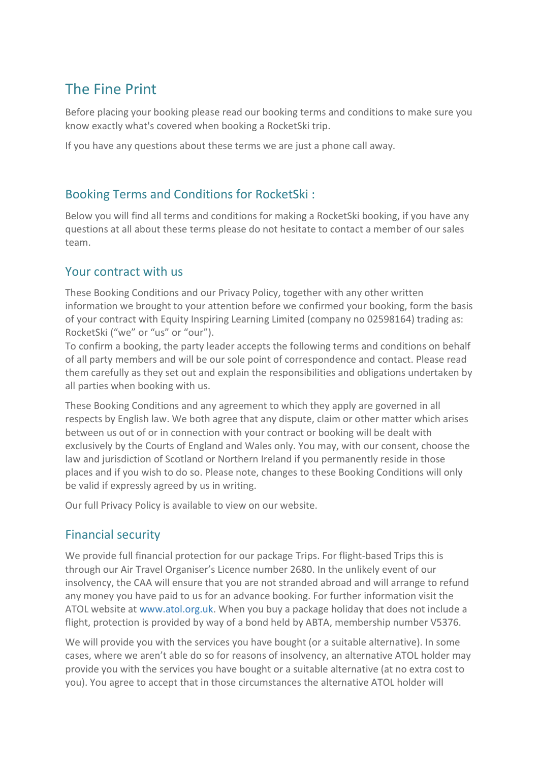# The Fine Print

Before placing your booking please read our booking terms and conditions to make sure you know exactly what's covered when booking a RocketSki trip.

If you have any questions about these terms we are just a phone call away.

## Booking Terms and Conditions for RocketSki :

Below you will find all terms and conditions for making a RocketSki booking, if you have any questions at all about these terms please do not hesitate to contact a member of our sales team.

## Your contract with us

These Booking Conditions and our Privacy Policy, together with any other written information we brought to your attention before we confirmed your booking, form the basis of your contract with Equity Inspiring Learning Limited (company no 02598164) trading as: RocketSki ("we" or "us" or "our").

To confirm a booking, the party leader accepts the following terms and conditions on behalf of all party members and will be our sole point of correspondence and contact. Please read them carefully as they set out and explain the responsibilities and obligations undertaken by all parties when booking with us.

These Booking Conditions and any agreement to which they apply are governed in all respects by English law. We both agree that any dispute, claim or other matter which arises between us out of or in connection with your contract or booking will be dealt with exclusively by the Courts of England and Wales only. You may, with our consent, choose the law and jurisdiction of Scotland or Northern Ireland if you permanently reside in those places and if you wish to do so. Please note, changes to these Booking Conditions will only be valid if expressly agreed by us in writing.

Our full Privacy Policy is available to view on our website.

## Financial security

We provide full financial protection for our package Trips. For flight-based Trips this is through our Air Travel Organiser's Licence number 2680. In the unlikely event of our insolvency, the CAA will ensure that you are not stranded abroad and will arrange to refund any money you have paid to us for an advance booking. For further information visit the ATOL website at www.atol.org.uk. When you buy a package holiday that does not include a flight, protection is provided by way of a bond held by ABTA, membership number V5376.

We will provide you with the services you have bought (or a suitable alternative). In some cases, where we aren't able do so for reasons of insolvency, an alternative ATOL holder may provide you with the services you have bought or a suitable alternative (at no extra cost to you). You agree to accept that in those circumstances the alternative ATOL holder will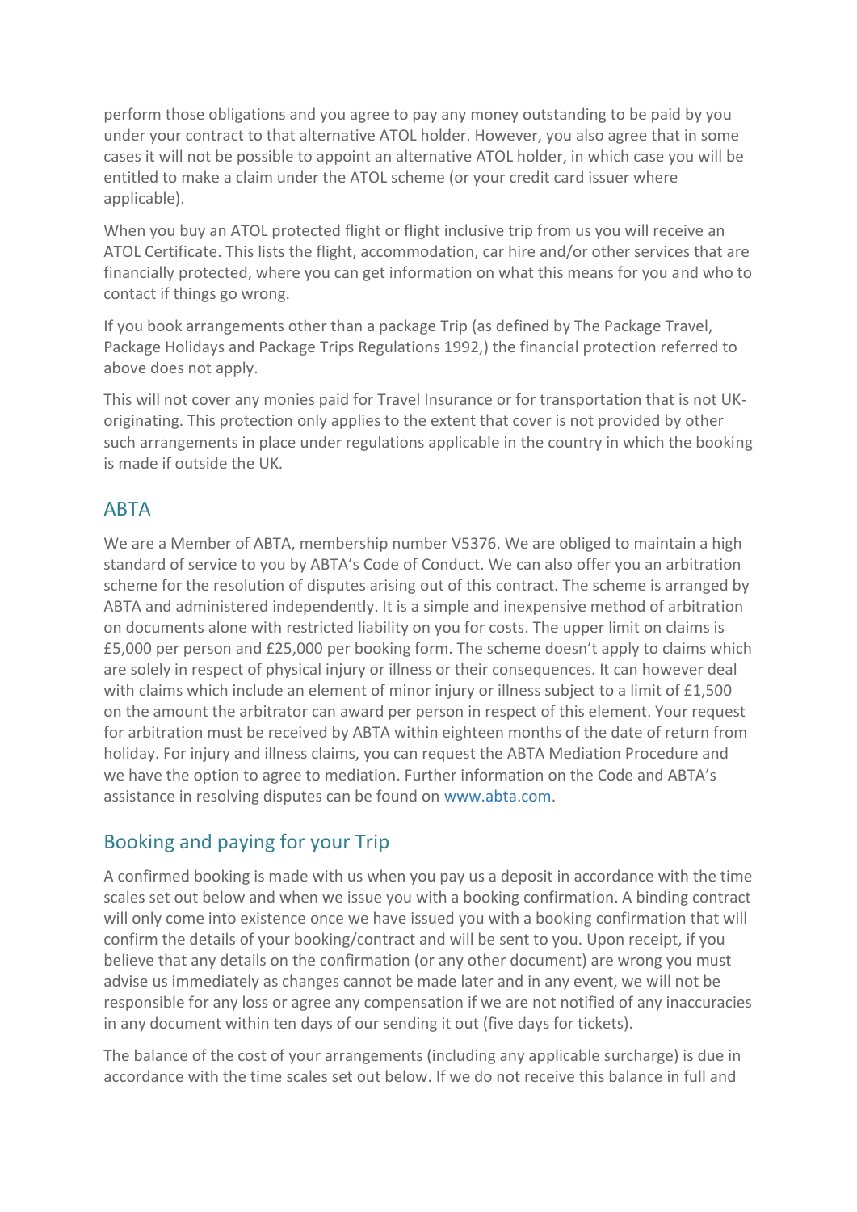perform those obligations and you agree to pay any money outstanding to be paid by you under your contract to that alternative ATOL holder. However, you also agree that in some cases it will not be possible to appoint an alternative ATOL holder, in which case you will be entitled to make a claim under the ATOL scheme (or your credit card issuer where applicable).

When you buy an ATOL protected flight or flight inclusive trip from us you will receive an ATOL Certificate. This lists the flight, accommodation, car hire and/or other services that are financially protected, where you can get information on what this means for you and who to contact if things go wrong.

If you book arrangements other than a package Trip (as defined by The Package Travel, Package Holidays and Package Trips Regulations 1992,) the financial protection referred to above does not apply.

This will not cover any monies paid for Travel Insurance or for transportation that is not UK-originating. This protection only applies to the extent that cover is not provided by other such arrangements in place under regulations applicable in the country in which the booking is made if outside the UK.

## ABTA

We are a Member of ABTA, membership number V5376. We are obliged to maintain a high standard of service to you by ABTA's Code of Conduct. We can also offer you an arbitration scheme for the resolution of disputes arising out of this contract. The scheme is arranged by ABTA and administered independently. It is a simple and inexpensive method of arbitration on documents alone with restricted liability on you for costs. The upper limit on claims is £5,000 per person and £25,000 per booking form. The scheme doesn't apply to claims which are solely in respect of physical injury or illness or their consequences. It can however deal with claims which include an element of minor injury or illness subject to a limit of £1,500 on the amount the arbitrator can award per person in respect of this element. Your request for arbitration must be received by ABTA within eighteen months of the date of return from holiday. For injury and illness claims, you can request the ABTA Mediation Procedure and we have the option to agree to mediation. Further information on the Code and ABTA's assistance in resolving disputes can be found on www.abta.com.

## Booking and paying for your Trip

A confirmed booking is made with us when you pay us a deposit in accordance with the time scales set out below and when we issue you with a booking confirmation. A binding contract will only come into existence once we have issued you with a booking confirmation that will confirm the details of your booking/contract and will be sent to you. Upon receipt, if you believe that any details on the confirmation (or any other document) are wrong you must advise us immediately as changes cannot be made later and in any event, we will not be responsible for any loss or agree any compensation if we are not notified of any inaccuracies in any document within ten days of our sending it out (five days for tickets).

The balance of the cost of your arrangements (including any applicable surcharge) is due in accordance with the time scales set out below. If we do not receive this balance in full and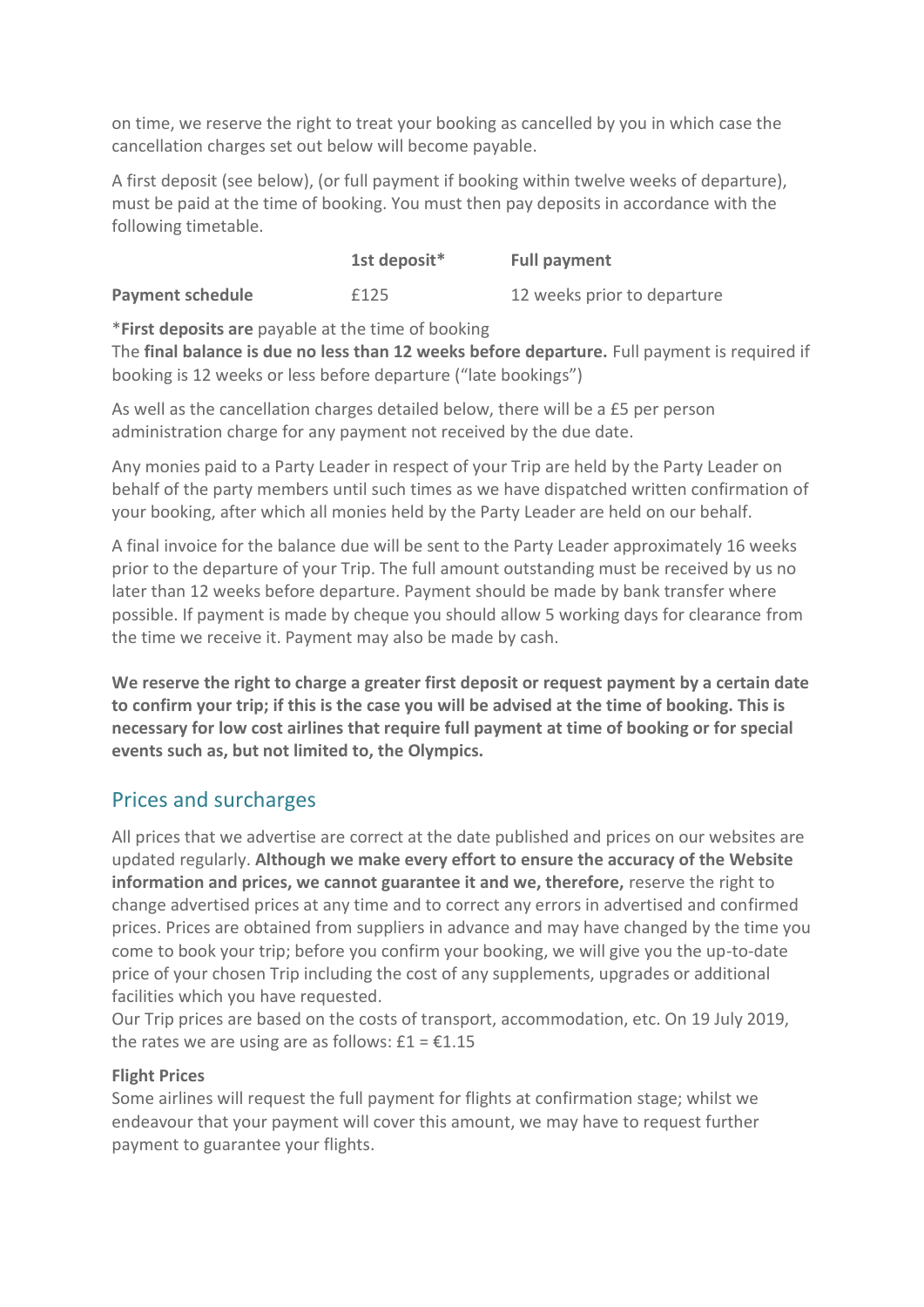on time, we reserve the right to treat your booking as cancelled by you in which case the cancellation charges set out below will become payable.

A first deposit (see below), (or full payment if booking within twelve weeks of departure), must be paid at the time of booking. You must then pay deposits in accordance with the following timetable.

| | **1st deposit*** | **Full payment** |
| --- | --- | --- |
| **Payment schedule** | £125 | 12 weeks prior to departure |

***First deposits are** payable at the time of booking
The **final balance is due no less than 12 weeks before departure.** Full payment is required if booking is 12 weeks or less before departure ("late bookings")

As well as the cancellation charges detailed below, there will be a £5 per person administration charge for any payment not received by the due date.

Any monies paid to a Party Leader in respect of your Trip are held by the Party Leader on behalf of the party members until such times as we have dispatched written confirmation of your booking, after which all monies held by the Party Leader are held on our behalf.

A final invoice for the balance due will be sent to the Party Leader approximately 16 weeks prior to the departure of your Trip. The full amount outstanding must be received by us no later than 12 weeks before departure. Payment should be made by bank transfer where possible. If payment is made by cheque you should allow 5 working days for clearance from the time we receive it. Payment may also be made by cash.

**We reserve the right to charge a greater first deposit or request payment by a certain date to confirm your trip; if this is the case you will be advised at the time of booking. This is necessary for low cost airlines that require full payment at time of booking or for special events such as, but not limited to, the Olympics.**

## Prices and surcharges

All prices that we advertise are correct at the date published and prices on our websites are updated regularly. **Although we make every effort to ensure the accuracy of the Website information and prices, we cannot guarantee it and we, therefore,** reserve the right to change advertised prices at any time and to correct any errors in advertised and confirmed prices. Prices are obtained from suppliers in advance and may have changed by the time you come to book your trip; before you confirm your booking, we will give you the up-to-date price of your chosen Trip including the cost of any supplements, upgrades or additional facilities which you have requested.
Our Trip prices are based on the costs of transport, accommodation, etc. On 19 July 2019, the rates we are using are as follows: £1 = €1.15

**Flight Prices**
Some airlines will request the full payment for flights at confirmation stage; whilst we endeavour that your payment will cover this amount, we may have to request further payment to guarantee your flights.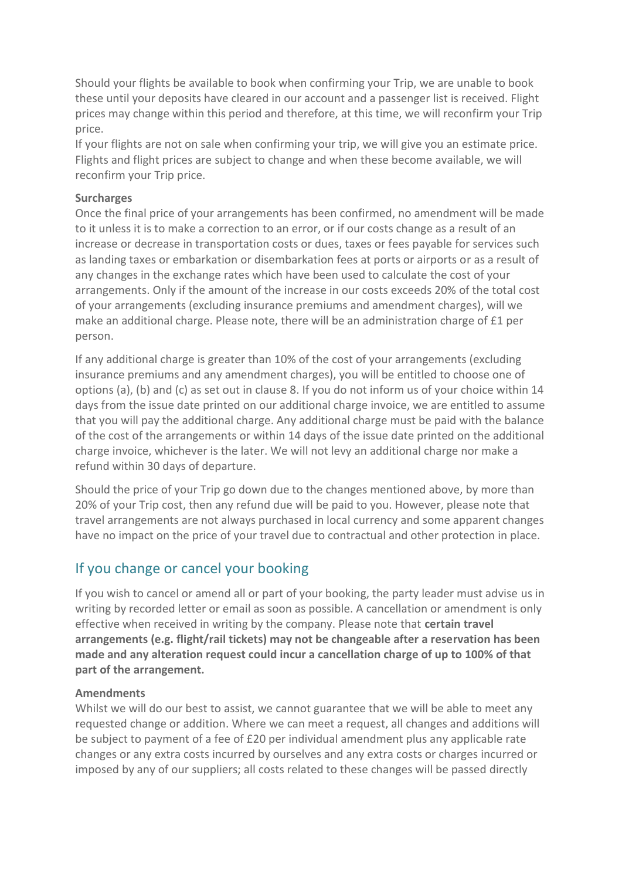Should your flights be available to book when confirming your Trip, we are unable to book these until your deposits have cleared in our account and a passenger list is received. Flight prices may change within this period and therefore, at this time, we will reconfirm your Trip price.
If your flights are not on sale when confirming your trip, we will give you an estimate price. Flights and flight prices are subject to change and when these become available, we will reconfirm your Trip price.

**Surcharges**
Once the final price of your arrangements has been confirmed, no amendment will be made to it unless it is to make a correction to an error, or if our costs change as a result of an increase or decrease in transportation costs or dues, taxes or fees payable for services such as landing taxes or embarkation or disembarkation fees at ports or airports or as a result of any changes in the exchange rates which have been used to calculate the cost of your arrangements. Only if the amount of the increase in our costs exceeds 20% of the total cost of your arrangements (excluding insurance premiums and amendment charges), will we make an additional charge. Please note, there will be an administration charge of £1 per person.

If any additional charge is greater than 10% of the cost of your arrangements (excluding insurance premiums and any amendment charges), you will be entitled to choose one of options (a), (b) and (c) as set out in clause 8. If you do not inform us of your choice within 14 days from the issue date printed on our additional charge invoice, we are entitled to assume that you will pay the additional charge. Any additional charge must be paid with the balance of the cost of the arrangements or within 14 days of the issue date printed on the additional charge invoice, whichever is the later. We will not levy an additional charge nor make a refund within 30 days of departure.

Should the price of your Trip go down due to the changes mentioned above, by more than 20% of your Trip cost, then any refund due will be paid to you. However, please note that travel arrangements are not always purchased in local currency and some apparent changes have no impact on the price of your travel due to contractual and other protection in place.

## If you change or cancel your booking

If you wish to cancel or amend all or part of your booking, the party leader must advise us in writing by recorded letter or email as soon as possible. A cancellation or amendment is only effective when received in writing by the company. Please note that **certain travel arrangements (e.g. flight/rail tickets) may not be changeable after a reservation has been made and any alteration request could incur a cancellation charge of up to 100% of that part of the arrangement.**

**Amendments**
Whilst we will do our best to assist, we cannot guarantee that we will be able to meet any requested change or addition. Where we can meet a request, all changes and additions will be subject to payment of a fee of £20 per individual amendment plus any applicable rate changes or any extra costs incurred by ourselves and any extra costs or charges incurred or imposed by any of our suppliers; all costs related to these changes will be passed directly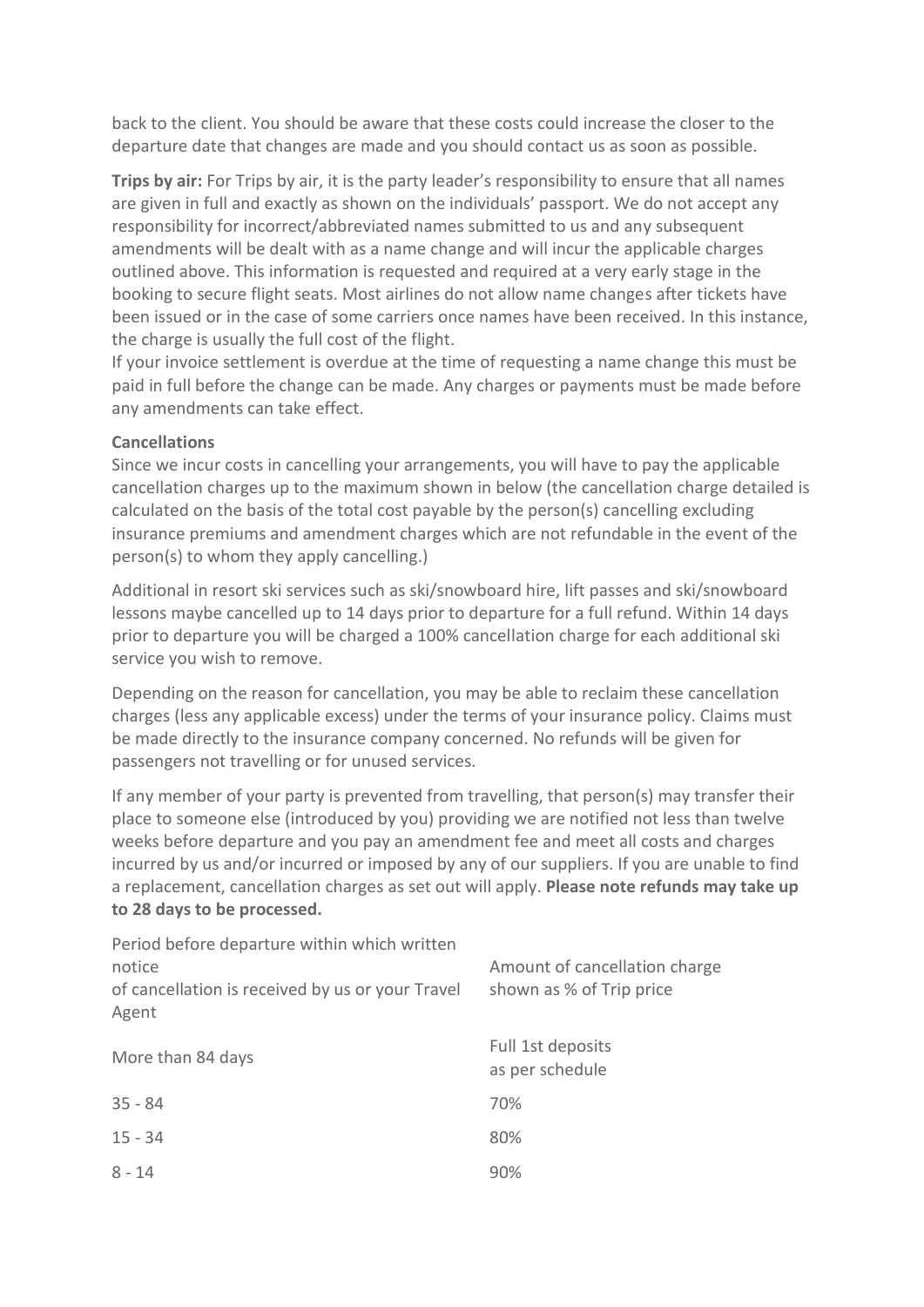back to the client. You should be aware that these costs could increase the closer to the departure date that changes are made and you should contact us as soon as possible.

**Trips by air:** For Trips by air, it is the party leader's responsibility to ensure that all names are given in full and exactly as shown on the individuals' passport. We do not accept any responsibility for incorrect/abbreviated names submitted to us and any subsequent amendments will be dealt with as a name change and will incur the applicable charges outlined above. This information is requested and required at a very early stage in the booking to secure flight seats. Most airlines do not allow name changes after tickets have been issued or in the case of some carriers once names have been received. In this instance, the charge is usually the full cost of the flight.
If your invoice settlement is overdue at the time of requesting a name change this must be paid in full before the change can be made. Any charges or payments must be made before any amendments can take effect.

**Cancellations**
Since we incur costs in cancelling your arrangements, you will have to pay the applicable cancellation charges up to the maximum shown in below (the cancellation charge detailed is calculated on the basis of the total cost payable by the person(s) cancelling excluding insurance premiums and amendment charges which are not refundable in the event of the person(s) to whom they apply cancelling.)

Additional in resort ski services such as ski/snowboard hire, lift passes and ski/snowboard lessons maybe cancelled up to 14 days prior to departure for a full refund. Within 14 days prior to departure you will be charged a 100% cancellation charge for each additional ski service you wish to remove.

Depending on the reason for cancellation, you may be able to reclaim these cancellation charges (less any applicable excess) under the terms of your insurance policy. Claims must be made directly to the insurance company concerned. No refunds will be given for passengers not travelling or for unused services.

If any member of your party is prevented from travelling, that person(s) may transfer their place to someone else (introduced by you) providing we are notified not less than twelve weeks before departure and you pay an amendment fee and meet all costs and charges incurred by us and/or incurred or imposed by any of our suppliers. If you are unable to find a replacement, cancellation charges as set out will apply. **Please note refunds may take up to 28 days to be processed.**

| Period before departure within which written notice of cancellation is received by us or your Travel Agent | Amount of cancellation charge shown as % of Trip price |
|---|---|
| More than 84 days | Full 1st deposits as per schedule |
| 35 - 84 | 70% |
| 15 - 34 | 80% |
| 8 - 14 | 90% |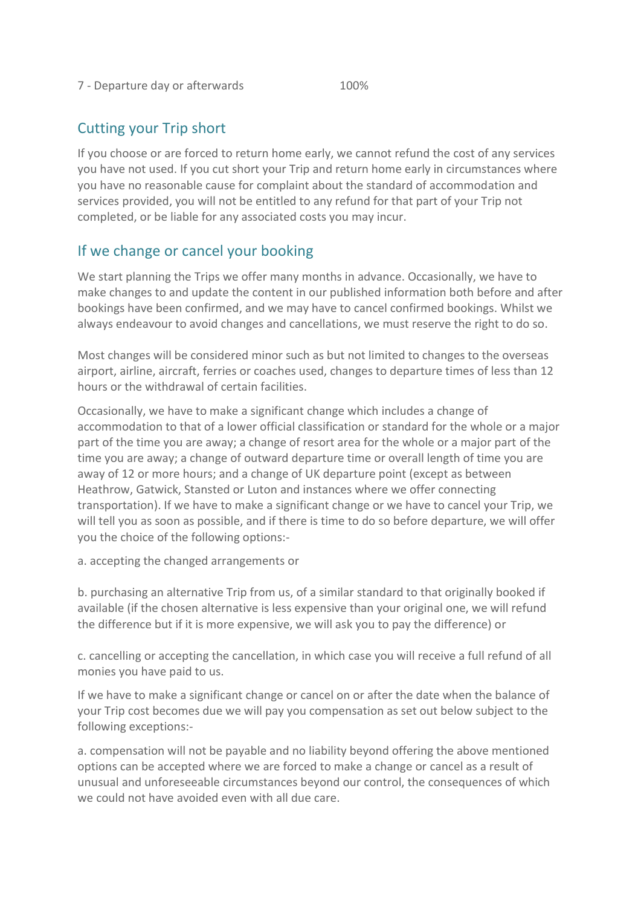| 7 - Departure day or afterwards | 100% |
| --- | --- |

## Cutting your Trip short

If you choose or are forced to return home early, we cannot refund the cost of any services you have not used. If you cut short your Trip and return home early in circumstances where you have no reasonable cause for complaint about the standard of accommodation and services provided, you will not be entitled to any refund for that part of your Trip not completed, or be liable for any associated costs you may incur.

## If we change or cancel your booking

We start planning the Trips we offer many months in advance. Occasionally, we have to make changes to and update the content in our published information both before and after bookings have been confirmed, and we may have to cancel confirmed bookings. Whilst we always endeavour to avoid changes and cancellations, we must reserve the right to do so.

Most changes will be considered minor such as but not limited to changes to the overseas airport, airline, aircraft, ferries or coaches used, changes to departure times of less than 12 hours or the withdrawal of certain facilities.

Occasionally, we have to make a significant change which includes a change of accommodation to that of a lower official classification or standard for the whole or a major part of the time you are away; a change of resort area for the whole or a major part of the time you are away; a change of outward departure time or overall length of time you are away of 12 or more hours; and a change of UK departure point (except as between Heathrow, Gatwick, Stansted or Luton and instances where we offer connecting transportation). If we have to make a significant change or we have to cancel your Trip, we will tell you as soon as possible, and if there is time to do so before departure, we will offer you the choice of the following options:-

a. accepting the changed arrangements or

b. purchasing an alternative Trip from us, of a similar standard to that originally booked if available (if the chosen alternative is less expensive than your original one, we will refund the difference but if it is more expensive, we will ask you to pay the difference) or

c. cancelling or accepting the cancellation, in which case you will receive a full refund of all monies you have paid to us.

If we have to make a significant change or cancel on or after the date when the balance of your Trip cost becomes due we will pay you compensation as set out below subject to the following exceptions:-

a. compensation will not be payable and no liability beyond offering the above mentioned options can be accepted where we are forced to make a change or cancel as a result of unusual and unforeseeable circumstances beyond our control, the consequences of which we could not have avoided even with all due care.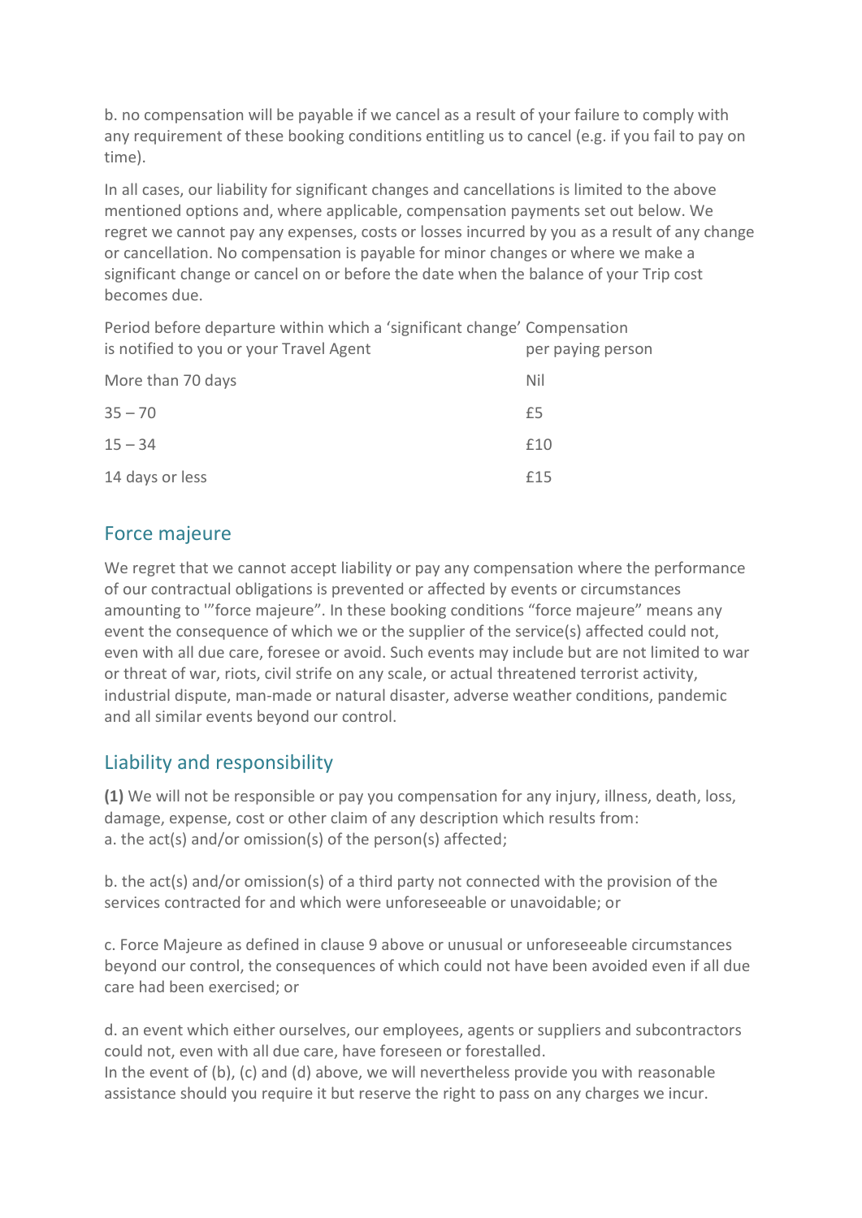b. no compensation will be payable if we cancel as a result of your failure to comply with any requirement of these booking conditions entitling us to cancel (e.g. if you fail to pay on time).

In all cases, our liability for significant changes and cancellations is limited to the above mentioned options and, where applicable, compensation payments set out below. We regret we cannot pay any expenses, costs or losses incurred by you as a result of any change or cancellation. No compensation is payable for minor changes or where we make a significant change or cancel on or before the date when the balance of your Trip cost becomes due.

| Period before departure within which a 'significant change' is notified to you or your Travel Agent | Compensation per paying person |
|---|---|
| More than 70 days | Nil |
| 35 – 70 | £5 |
| 15 – 34 | £10 |
| 14 days or less | £15 |

## Force majeure

We regret that we cannot accept liability or pay any compensation where the performance of our contractual obligations is prevented or affected by events or circumstances amounting to '"force majeure". In these booking conditions "force majeure" means any event the consequence of which we or the supplier of the service(s) affected could not, even with all due care, foresee or avoid. Such events may include but are not limited to war or threat of war, riots, civil strife on any scale, or actual threatened terrorist activity, industrial dispute, man-made or natural disaster, adverse weather conditions, pandemic and all similar events beyond our control.

## Liability and responsibility

**(1)** We will not be responsible or pay you compensation for any injury, illness, death, loss, damage, expense, cost or other claim of any description which results from:
a. the act(s) and/or omission(s) of the person(s) affected;

b. the act(s) and/or omission(s) of a third party not connected with the provision of the services contracted for and which were unforeseeable or unavoidable; or

c. Force Majeure as defined in clause 9 above or unusual or unforeseeable circumstances beyond our control, the consequences of which could not have been avoided even if all due care had been exercised; or

d. an event which either ourselves, our employees, agents or suppliers and subcontractors could not, even with all due care, have foreseen or forestalled.
In the event of (b), (c) and (d) above, we will nevertheless provide you with reasonable assistance should you require it but reserve the right to pass on any charges we incur.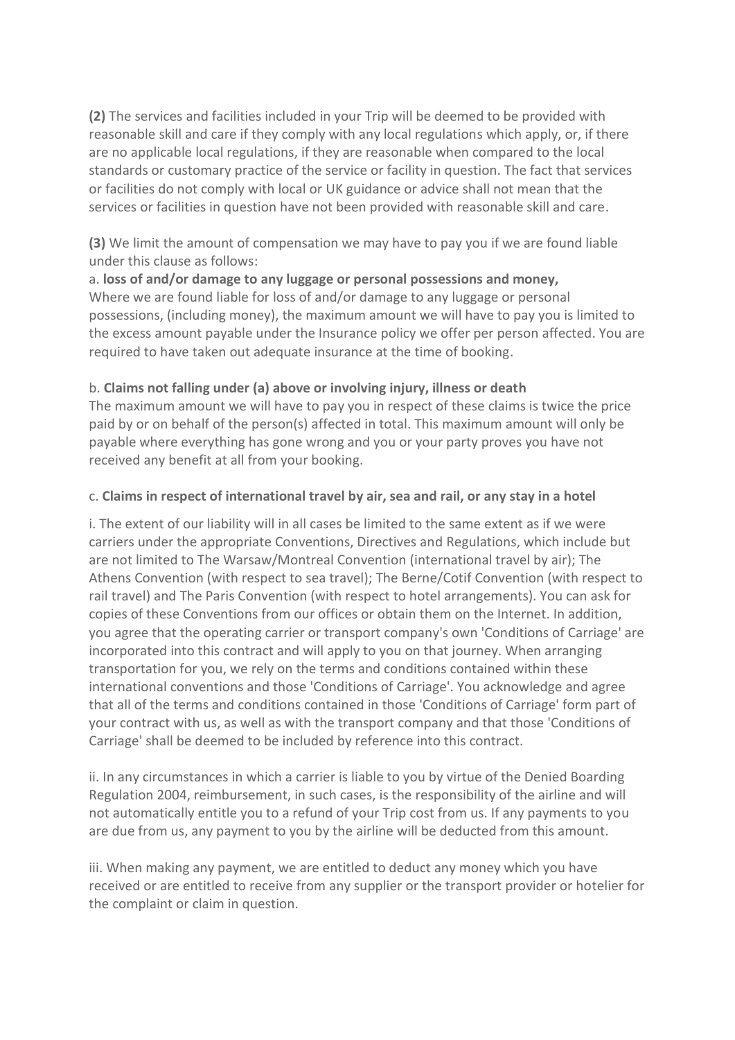**(2)** The services and facilities included in your Trip will be deemed to be provided with reasonable skill and care if they comply with any local regulations which apply, or, if there are no applicable local regulations, if they are reasonable when compared to the local standards or customary practice of the service or facility in question. The fact that services or facilities do not comply with local or UK guidance or advice shall not mean that the services or facilities in question have not been provided with reasonable skill and care.

**(3)** We limit the amount of compensation we may have to pay you if we are found liable under this clause as follows:

a. **loss of and/or damage to any luggage or personal possessions and money,**
Where we are found liable for loss of and/or damage to any luggage or personal possessions, (including money), the maximum amount we will have to pay you is limited to the excess amount payable under the Insurance policy we offer per person affected. You are required to have taken out adequate insurance at the time of booking.

b. **Claims not falling under (a) above or involving injury, illness or death**
The maximum amount we will have to pay you in respect of these claims is twice the price paid by or on behalf of the person(s) affected in total. This maximum amount will only be payable where everything has gone wrong and you or your party proves you have not received any benefit at all from your booking.

c. **Claims in respect of international travel by air, sea and rail, or any stay in a hotel**

i. The extent of our liability will in all cases be limited to the same extent as if we were carriers under the appropriate Conventions, Directives and Regulations, which include but are not limited to The Warsaw/Montreal Convention (international travel by air); The Athens Convention (with respect to sea travel); The Berne/Cotif Convention (with respect to rail travel) and The Paris Convention (with respect to hotel arrangements). You can ask for copies of these Conventions from our offices or obtain them on the Internet. In addition, you agree that the operating carrier or transport company's own 'Conditions of Carriage' are incorporated into this contract and will apply to you on that journey. When arranging transportation for you, we rely on the terms and conditions contained within these international conventions and those 'Conditions of Carriage'. You acknowledge and agree that all of the terms and conditions contained in those 'Conditions of Carriage' form part of your contract with us, as well as with the transport company and that those 'Conditions of Carriage' shall be deemed to be included by reference into this contract.

ii. In any circumstances in which a carrier is liable to you by virtue of the Denied Boarding Regulation 2004, reimbursement, in such cases, is the responsibility of the airline and will not automatically entitle you to a refund of your Trip cost from us. If any payments to you are due from us, any payment to you by the airline will be deducted from this amount.

iii. When making any payment, we are entitled to deduct any money which you have received or are entitled to receive from any supplier or the transport provider or hotelier for the complaint or claim in question.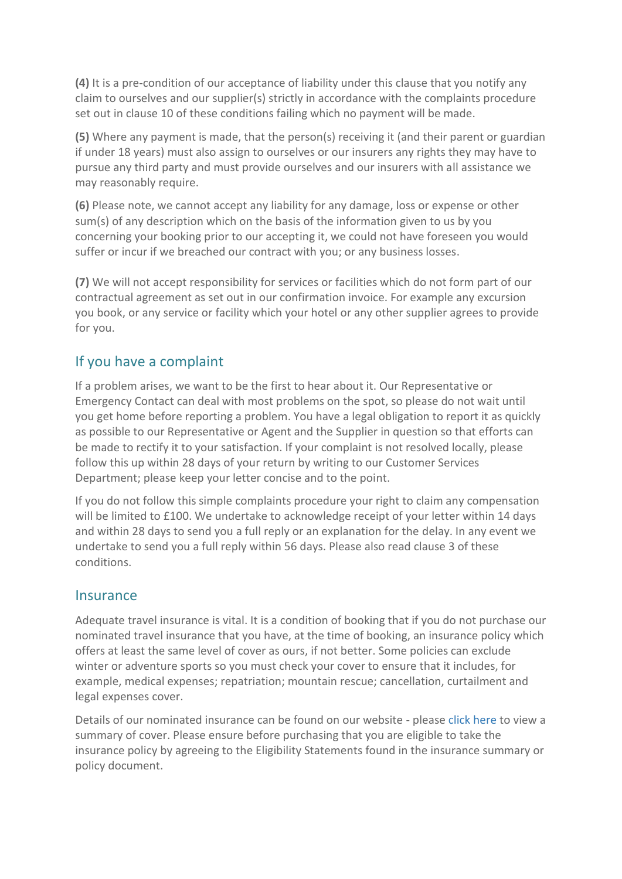**(4)** It is a pre-condition of our acceptance of liability under this clause that you notify any claim to ourselves and our supplier(s) strictly in accordance with the complaints procedure set out in clause 10 of these conditions failing which no payment will be made.

**(5)** Where any payment is made, that the person(s) receiving it (and their parent or guardian if under 18 years) must also assign to ourselves or our insurers any rights they may have to pursue any third party and must provide ourselves and our insurers with all assistance we may reasonably require.

**(6)** Please note, we cannot accept any liability for any damage, loss or expense or other sum(s) of any description which on the basis of the information given to us by you concerning your booking prior to our accepting it, we could not have foreseen you would suffer or incur if we breached our contract with you; or any business losses.

**(7)** We will not accept responsibility for services or facilities which do not form part of our contractual agreement as set out in our confirmation invoice. For example any excursion you book, or any service or facility which your hotel or any other supplier agrees to provide for you.

## If you have a complaint

If a problem arises, we want to be the first to hear about it. Our Representative or Emergency Contact can deal with most problems on the spot, so please do not wait until you get home before reporting a problem. You have a legal obligation to report it as quickly as possible to our Representative or Agent and the Supplier in question so that efforts can be made to rectify it to your satisfaction. If your complaint is not resolved locally, please follow this up within 28 days of your return by writing to our Customer Services Department; please keep your letter concise and to the point.

If you do not follow this simple complaints procedure your right to claim any compensation will be limited to £100. We undertake to acknowledge receipt of your letter within 14 days and within 28 days to send you a full reply or an explanation for the delay. In any event we undertake to send you a full reply within 56 days. Please also read clause 3 of these conditions.

## Insurance

Adequate travel insurance is vital. It is a condition of booking that if you do not purchase our nominated travel insurance that you have, at the time of booking, an insurance policy which offers at least the same level of cover as ours, if not better. Some policies can exclude winter or adventure sports so you must check your cover to ensure that it includes, for example, medical expenses; repatriation; mountain rescue; cancellation, curtailment and legal expenses cover.

Details of our nominated insurance can be found on our website - please click here to view a summary of cover. Please ensure before purchasing that you are eligible to take the insurance policy by agreeing to the Eligibility Statements found in the insurance summary or policy document.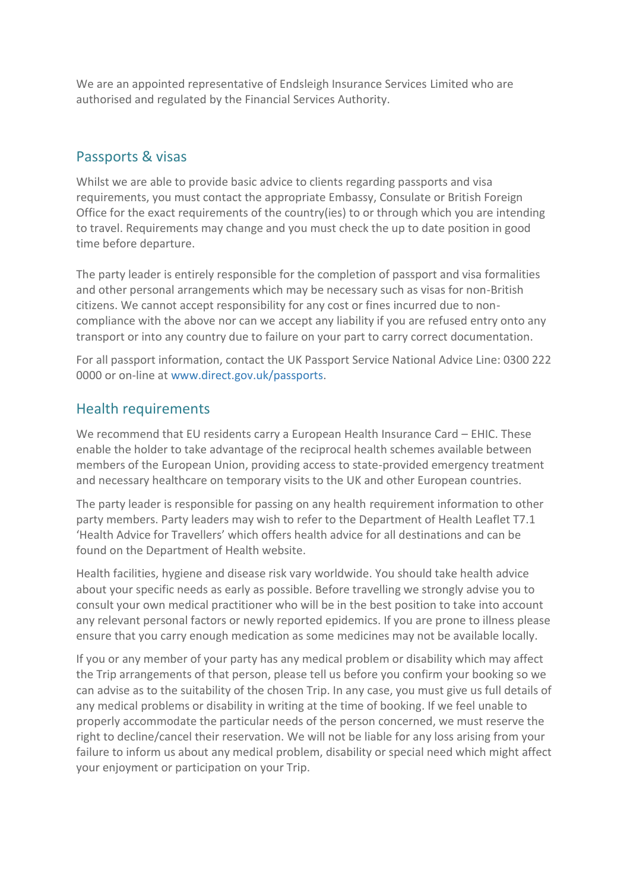We are an appointed representative of Endsleigh Insurance Services Limited who are authorised and regulated by the Financial Services Authority.

## Passports & visas

Whilst we are able to provide basic advice to clients regarding passports and visa requirements, you must contact the appropriate Embassy, Consulate or British Foreign Office for the exact requirements of the country(ies) to or through which you are intending to travel. Requirements may change and you must check the up to date position in good time before departure.

The party leader is entirely responsible for the completion of passport and visa formalities and other personal arrangements which may be necessary such as visas for non-British citizens. We cannot accept responsibility for any cost or fines incurred due to non-compliance with the above nor can we accept any liability if you are refused entry onto any transport or into any country due to failure on your part to carry correct documentation.

For all passport information, contact the UK Passport Service National Advice Line: 0300 222 0000 or on-line at www.direct.gov.uk/passports.

## Health requirements

We recommend that EU residents carry a European Health Insurance Card – EHIC. These enable the holder to take advantage of the reciprocal health schemes available between members of the European Union, providing access to state-provided emergency treatment and necessary healthcare on temporary visits to the UK and other European countries.

The party leader is responsible for passing on any health requirement information to other party members. Party leaders may wish to refer to the Department of Health Leaflet T7.1 'Health Advice for Travellers' which offers health advice for all destinations and can be found on the Department of Health website.

Health facilities, hygiene and disease risk vary worldwide. You should take health advice about your specific needs as early as possible. Before travelling we strongly advise you to consult your own medical practitioner who will be in the best position to take into account any relevant personal factors or newly reported epidemics. If you are prone to illness please ensure that you carry enough medication as some medicines may not be available locally.

If you or any member of your party has any medical problem or disability which may affect the Trip arrangements of that person, please tell us before you confirm your booking so we can advise as to the suitability of the chosen Trip. In any case, you must give us full details of any medical problems or disability in writing at the time of booking. If we feel unable to properly accommodate the particular needs of the person concerned, we must reserve the right to decline/cancel their reservation. We will not be liable for any loss arising from your failure to inform us about any medical problem, disability or special need which might affect your enjoyment or participation on your Trip.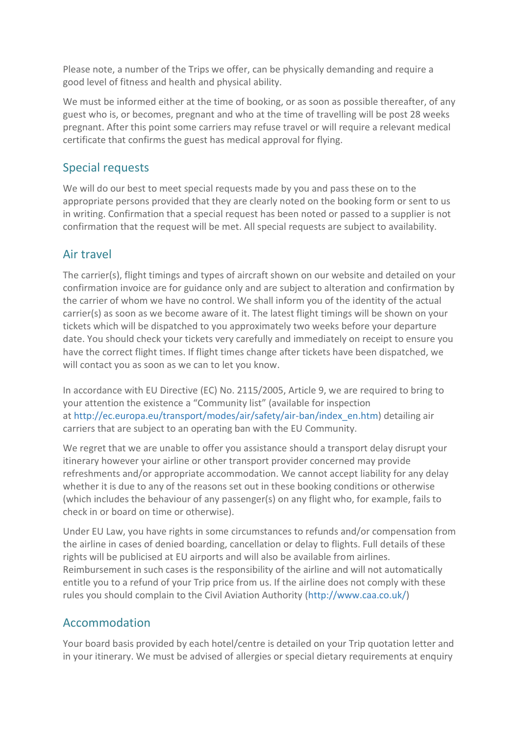Please note, a number of the Trips we offer, can be physically demanding and require a good level of fitness and health and physical ability.

We must be informed either at the time of booking, or as soon as possible thereafter, of any guest who is, or becomes, pregnant and who at the time of travelling will be post 28 weeks pregnant. After this point some carriers may refuse travel or will require a relevant medical certificate that confirms the guest has medical approval for flying.

## Special requests

We will do our best to meet special requests made by you and pass these on to the appropriate persons provided that they are clearly noted on the booking form or sent to us in writing. Confirmation that a special request has been noted or passed to a supplier is not confirmation that the request will be met. All special requests are subject to availability.

## Air travel

The carrier(s), flight timings and types of aircraft shown on our website and detailed on your confirmation invoice are for guidance only and are subject to alteration and confirmation by the carrier of whom we have no control. We shall inform you of the identity of the actual carrier(s) as soon as we become aware of it. The latest flight timings will be shown on your tickets which will be dispatched to you approximately two weeks before your departure date. You should check your tickets very carefully and immediately on receipt to ensure you have the correct flight times. If flight times change after tickets have been dispatched, we will contact you as soon as we can to let you know.

In accordance with EU Directive (EC) No. 2115/2005, Article 9, we are required to bring to your attention the existence a "Community list" (available for inspection at http://ec.europa.eu/transport/modes/air/safety/air-ban/index_en.htm) detailing air carriers that are subject to an operating ban with the EU Community.

We regret that we are unable to offer you assistance should a transport delay disrupt your itinerary however your airline or other transport provider concerned may provide refreshments and/or appropriate accommodation. We cannot accept liability for any delay whether it is due to any of the reasons set out in these booking conditions or otherwise (which includes the behaviour of any passenger(s) on any flight who, for example, fails to check in or board on time or otherwise).

Under EU Law, you have rights in some circumstances to refunds and/or compensation from the airline in cases of denied boarding, cancellation or delay to flights. Full details of these rights will be publicised at EU airports and will also be available from airlines. Reimbursement in such cases is the responsibility of the airline and will not automatically entitle you to a refund of your Trip price from us. If the airline does not comply with these rules you should complain to the Civil Aviation Authority (http://www.caa.co.uk/)

## Accommodation

Your board basis provided by each hotel/centre is detailed on your Trip quotation letter and in your itinerary. We must be advised of allergies or special dietary requirements at enquiry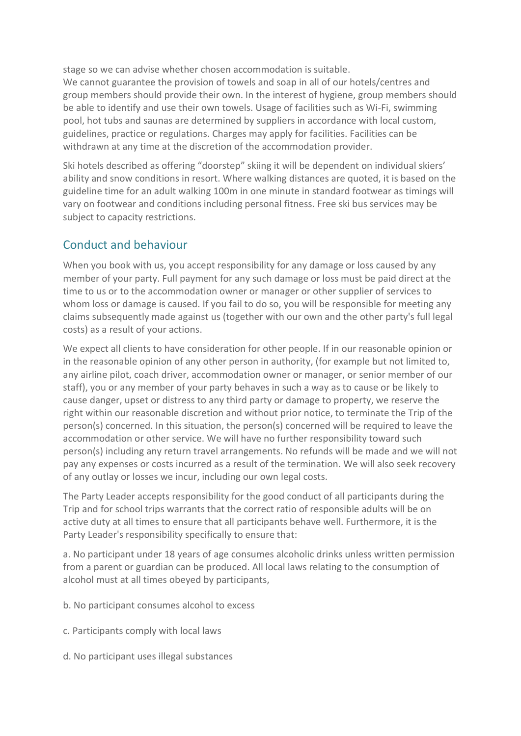stage so we can advise whether chosen accommodation is suitable.
We cannot guarantee the provision of towels and soap in all of our hotels/centres and group members should provide their own. In the interest of hygiene, group members should be able to identify and use their own towels. Usage of facilities such as Wi-Fi, swimming pool, hot tubs and saunas are determined by suppliers in accordance with local custom, guidelines, practice or regulations. Charges may apply for facilities. Facilities can be withdrawn at any time at the discretion of the accommodation provider.

Ski hotels described as offering "doorstep" skiing it will be dependent on individual skiers' ability and snow conditions in resort. Where walking distances are quoted, it is based on the guideline time for an adult walking 100m in one minute in standard footwear as timings will vary on footwear and conditions including personal fitness. Free ski bus services may be subject to capacity restrictions.

## Conduct and behaviour

When you book with us, you accept responsibility for any damage or loss caused by any member of your party. Full payment for any such damage or loss must be paid direct at the time to us or to the accommodation owner or manager or other supplier of services to whom loss or damage is caused. If you fail to do so, you will be responsible for meeting any claims subsequently made against us (together with our own and the other party's full legal costs) as a result of your actions.

We expect all clients to have consideration for other people. If in our reasonable opinion or in the reasonable opinion of any other person in authority, (for example but not limited to, any airline pilot, coach driver, accommodation owner or manager, or senior member of our staff), you or any member of your party behaves in such a way as to cause or be likely to cause danger, upset or distress to any third party or damage to property, we reserve the right within our reasonable discretion and without prior notice, to terminate the Trip of the person(s) concerned. In this situation, the person(s) concerned will be required to leave the accommodation or other service. We will have no further responsibility toward such person(s) including any return travel arrangements. No refunds will be made and we will not pay any expenses or costs incurred as a result of the termination. We will also seek recovery of any outlay or losses we incur, including our own legal costs.

The Party Leader accepts responsibility for the good conduct of all participants during the Trip and for school trips warrants that the correct ratio of responsible adults will be on active duty at all times to ensure that all participants behave well. Furthermore, it is the Party Leader's responsibility specifically to ensure that:

a. No participant under 18 years of age consumes alcoholic drinks unless written permission from a parent or guardian can be produced. All local laws relating to the consumption of alcohol must at all times obeyed by participants,

b. No participant consumes alcohol to excess

c. Participants comply with local laws

d. No participant uses illegal substances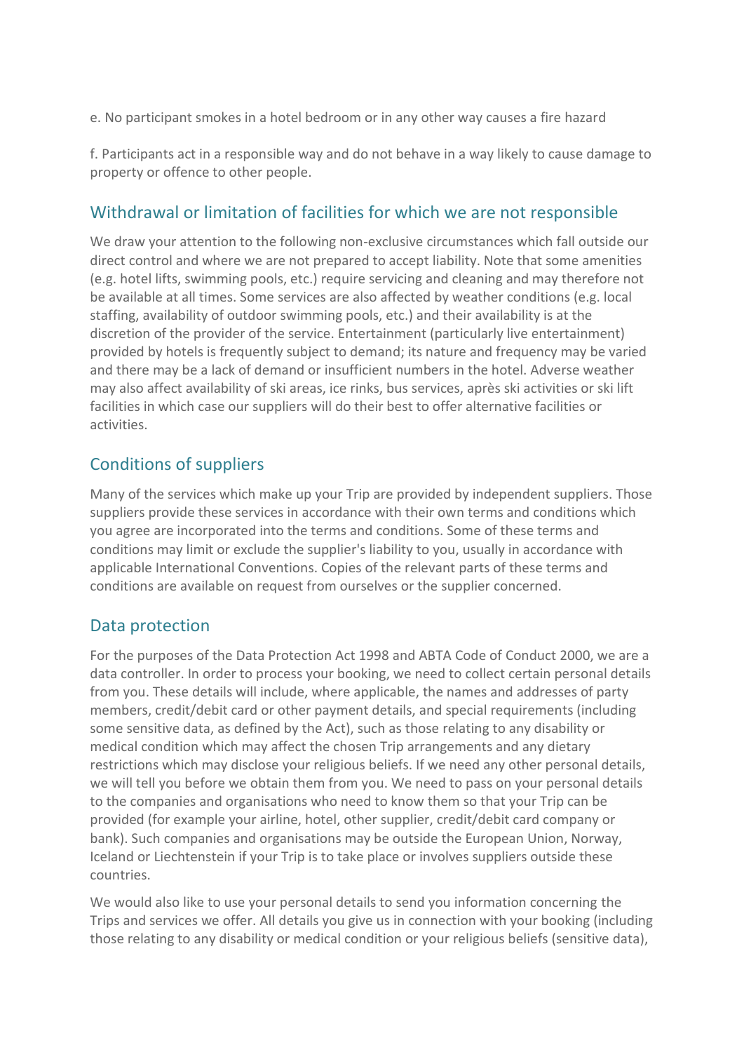e. No participant smokes in a hotel bedroom or in any other way causes a fire hazard

f. Participants act in a responsible way and do not behave in a way likely to cause damage to property or offence to other people.

## Withdrawal or limitation of facilities for which we are not responsible

We draw your attention to the following non-exclusive circumstances which fall outside our direct control and where we are not prepared to accept liability. Note that some amenities (e.g. hotel lifts, swimming pools, etc.) require servicing and cleaning and may therefore not be available at all times. Some services are also affected by weather conditions (e.g. local staffing, availability of outdoor swimming pools, etc.) and their availability is at the discretion of the provider of the service. Entertainment (particularly live entertainment) provided by hotels is frequently subject to demand; its nature and frequency may be varied and there may be a lack of demand or insufficient numbers in the hotel. Adverse weather may also affect availability of ski areas, ice rinks, bus services, après ski activities or ski lift facilities in which case our suppliers will do their best to offer alternative facilities or activities.

## Conditions of suppliers

Many of the services which make up your Trip are provided by independent suppliers. Those suppliers provide these services in accordance with their own terms and conditions which you agree are incorporated into the terms and conditions. Some of these terms and conditions may limit or exclude the supplier's liability to you, usually in accordance with applicable International Conventions. Copies of the relevant parts of these terms and conditions are available on request from ourselves or the supplier concerned.

## Data protection

For the purposes of the Data Protection Act 1998 and ABTA Code of Conduct 2000, we are a data controller. In order to process your booking, we need to collect certain personal details from you. These details will include, where applicable, the names and addresses of party members, credit/debit card or other payment details, and special requirements (including some sensitive data, as defined by the Act), such as those relating to any disability or medical condition which may affect the chosen Trip arrangements and any dietary restrictions which may disclose your religious beliefs. If we need any other personal details, we will tell you before we obtain them from you. We need to pass on your personal details to the companies and organisations who need to know them so that your Trip can be provided (for example your airline, hotel, other supplier, credit/debit card company or bank). Such companies and organisations may be outside the European Union, Norway, Iceland or Liechtenstein if your Trip is to take place or involves suppliers outside these countries.

We would also like to use your personal details to send you information concerning the Trips and services we offer. All details you give us in connection with your booking (including those relating to any disability or medical condition or your religious beliefs (sensitive data),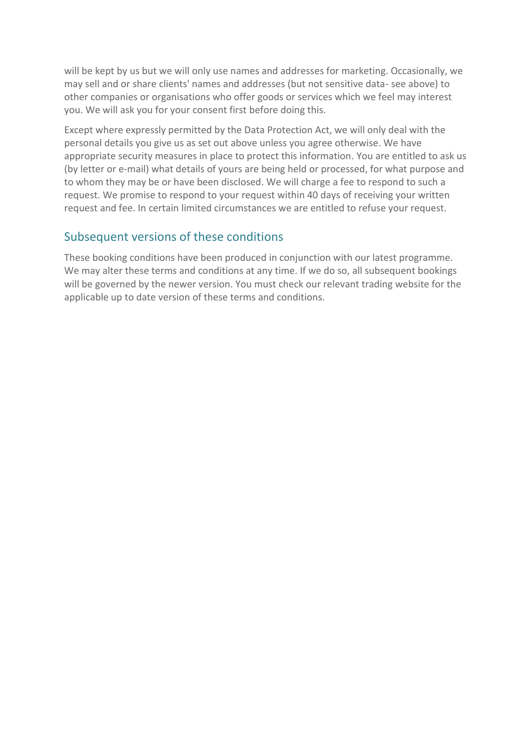will be kept by us but we will only use names and addresses for marketing. Occasionally, we may sell and or share clients' names and addresses (but not sensitive data- see above) to other companies or organisations who offer goods or services which we feel may interest you. We will ask you for your consent first before doing this.

Except where expressly permitted by the Data Protection Act, we will only deal with the personal details you give us as set out above unless you agree otherwise. We have appropriate security measures in place to protect this information. You are entitled to ask us (by letter or e-mail) what details of yours are being held or processed, for what purpose and to whom they may be or have been disclosed. We will charge a fee to respond to such a request. We promise to respond to your request within 40 days of receiving your written request and fee. In certain limited circumstances we are entitled to refuse your request.

## Subsequent versions of these conditions

These booking conditions have been produced in conjunction with our latest programme. We may alter these terms and conditions at any time. If we do so, all subsequent bookings will be governed by the newer version. You must check our relevant trading website for the applicable up to date version of these terms and conditions.